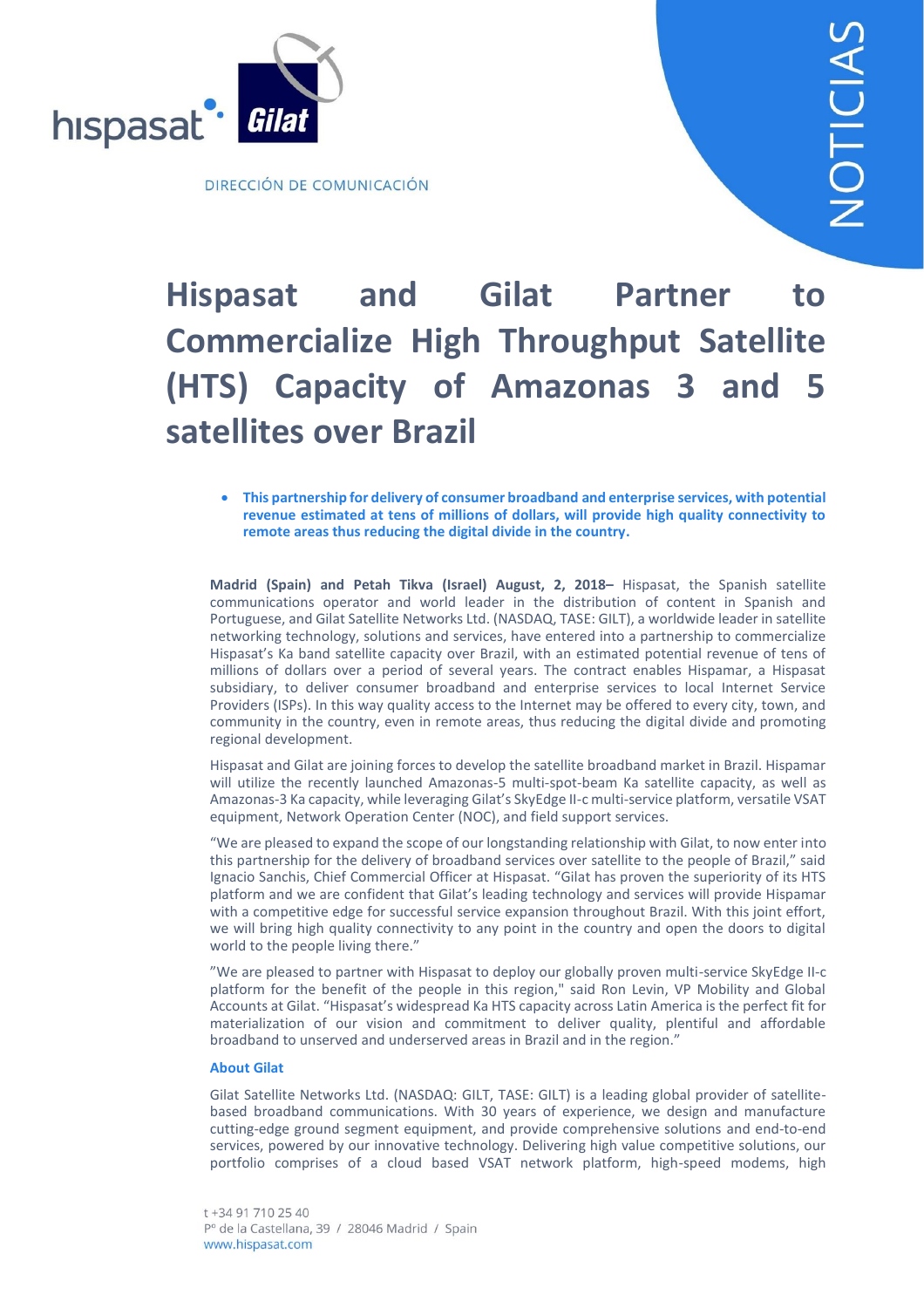DIRECCIÓN DE COMUNICACIÓN

NOTICIAS

# Hispasat and Gilat Partner to Commercialize High Throughput Satellite (HTS) Capacity of Amazonas 3 and 5 satellites over Brazil

- **This partnership for delivery of consumer broadband and enterprise services, with potential revenue estimated at tens of millions of dollars, will provide high quality connectivity to remote areas thus reducing the digital divide in the country.**

**Madrid (Spain) and Petah Tikva (Israel) August, 2, 2018–** Hispasat, the Spanish satellite communications operator and world leader in the distribution of content in Spanish and Portuguese, and Gilat Satellite Networks Ltd. (NASDAQ, TASE: GILT), a worldwide leader in satellite networking technology, solutions and services, have entered into a partnership to commercialize Hispasat's Ka band satellite capacity over Brazil, with an estimated potential revenue of tens of millions of dollars over a period of several years. The contract enables Hispamar, a Hispasat subsidiary, to deliver consumer broadband and enterprise services to local Internet Service Providers (ISPs). In this way quality access to the Internet may be offered to every city, town, and community in the country, even in remote areas, thus reducing the digital divide and promoting regional development.

Hispasat and Gilat are joining forces to develop the satellite broadband market in Brazil. Hispamar will utilize the recently launched Amazonas-5 multi-spot-beam Ka satellite capacity, as well as Amazonas-3 Ka capacity, while leveraging Gilat's SkyEdge II-c multi-service platform, versatile VSAT equipment, Network Operation Center (NOC), and field support services.

"We are pleased to expand the scope of our longstanding relationship with Gilat, to now enter into this partnership for the delivery of broadband services over satellite to the people of Brazil," said Ignacio Sanchis, Chief Commercial Officer at Hispasat. "Gilat has proven the superiority of its HTS platform and we are confident that Gilat's leading technology and services will provide Hispamar with a competitive edge for successful service expansion throughout Brazil. With this joint effort, we will bring high quality connectivity to any point in the country and open the doors to digital world to the people living there."

"We are pleased to partner with Hispasat to deploy our globally proven multi-service SkyEdge II-c platform for the benefit of the people in this region," said Ron Levin, VP Mobility and Global Accounts at Gilat. "Hispasat's widespread Ka HTS capacity across Latin America is the perfect fit for materialization of our vision and commitment to deliver quality, plentiful and affordable broadband to unserved and underserved areas in Brazil and in the region."

### About Gilat

Gilat Satellite Networks Ltd. (NASDAQ: GILT, TASE: GILT) is a leading global provider of satellite-based broadband communications. With 30 years of experience, we design and manufacture cutting-edge ground segment equipment, and provide comprehensive solutions and end-to-end services, powered by our innovative technology. Delivering high value competitive solutions, our portfolio comprises of a cloud based VSAT network platform, high-speed modems, high

t +34 91 710 25 40
Pº de la Castellana, 39 / 28046 Madrid / Spain
www.hispasat.com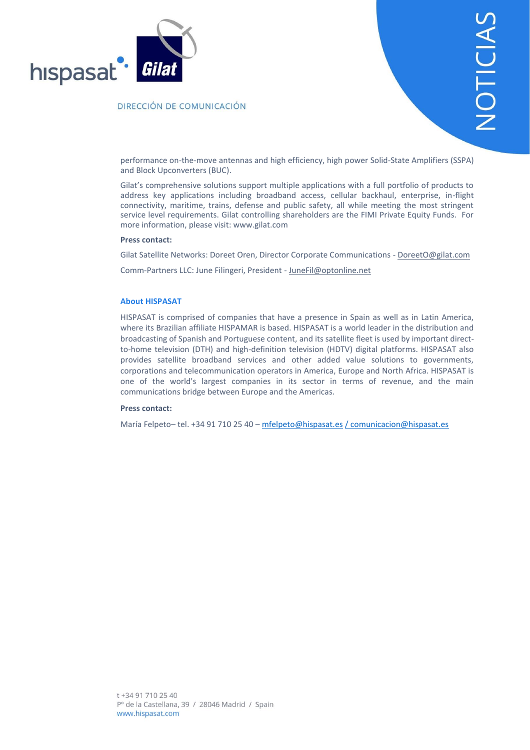performance on-the-move antennas and high efficiency, high power Solid-State Amplifiers (SSPA) and Block Upconverters (BUC).

Gilat's comprehensive solutions support multiple applications with a full portfolio of products to address key applications including broadband access, cellular backhaul, enterprise, in-flight connectivity, maritime, trains, defense and public safety, all while meeting the most stringent service level requirements. Gilat controlling shareholders are the FIMI Private Equity Funds. For more information, please visit: www.gilat.com

**Press contact:**

Gilat Satellite Networks: Doreet Oren, Director Corporate Communications - DoreetO@gilat.com

Comm-Partners LLC: June Filingeri, President - JuneFil@optonline.net

### About HISPASAT

HISPASAT is comprised of companies that have a presence in Spain as well as in Latin America, where its Brazilian affiliate HISPAMAR is based. HISPASAT is a world leader in the distribution and broadcasting of Spanish and Portuguese content, and its satellite fleet is used by important direct-to-home television (DTH) and high-definition television (HDTV) digital platforms. HISPASAT also provides satellite broadband services and other added value solutions to governments, corporations and telecommunication operators in America, Europe and North Africa. HISPASAT is one of the world's largest companies in its sector in terms of revenue, and the main communications bridge between Europe and the Americas.

**Press contact:**

María Felpeto– tel. +34 91 710 25 40 – mfelpeto@hispasat.es / comunicacion@hispasat.es